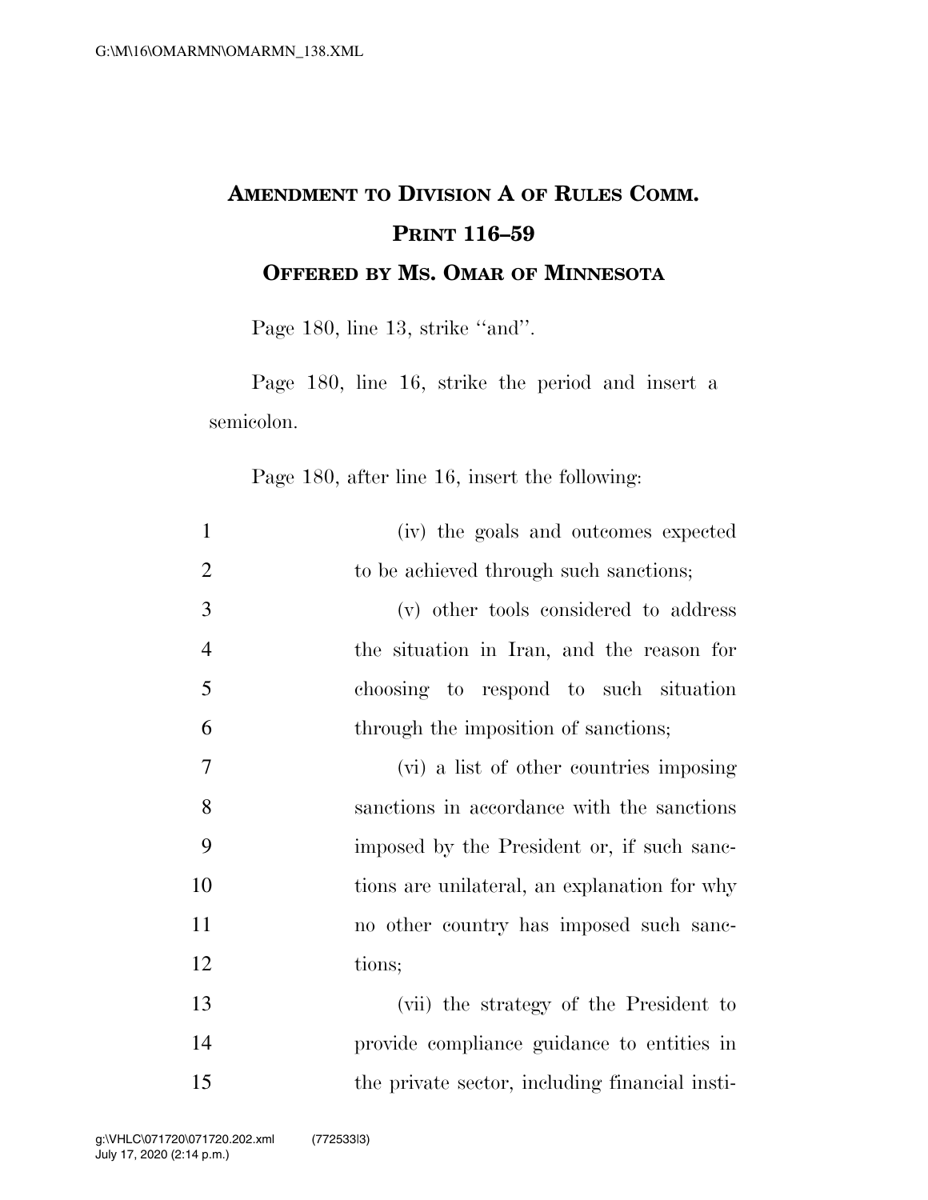# AMENDMENT TO DIVISION A OF RULES COMM. PRINT 116–59

## OFFERED BY MS. OMAR OF MINNESOTA

Page 180, line 13, strike "and".

Page 180, line 16, strike the period and insert a semicolon.

Page 180, after line 16, insert the following:

1 (iv) the goals and outcomes expected
2 to be achieved through such sanctions;
3 (v) other tools considered to address
4 the situation in Iran, and the reason for
5 choosing to respond to such situation
6 through the imposition of sanctions;
7 (vi) a list of other countries imposing
8 sanctions in accordance with the sanctions
9 imposed by the President or, if such sanc-
10 tions are unilateral, an explanation for why
11 no other country has imposed such sanc-
12 tions;
13 (vii) the strategy of the President to
14 provide compliance guidance to entities in
15 the private sector, including financial insti-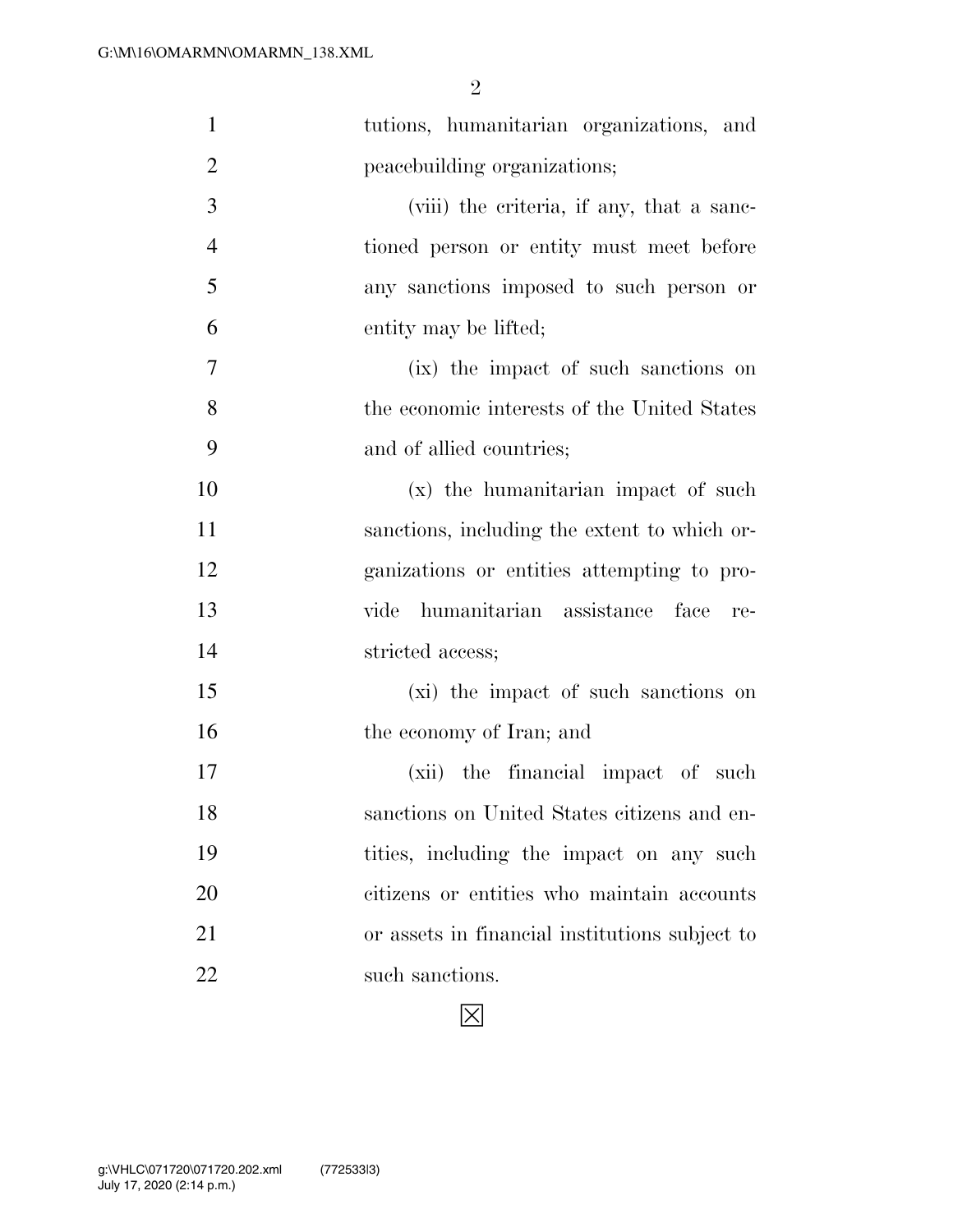tutions, humanitarian organizations, and peacebuilding organizations;

(viii) the criteria, if any, that a sanctioned person or entity must meet before any sanctions imposed to such person or entity may be lifted;

(ix) the impact of such sanctions on the economic interests of the United States and of allied countries;

(x) the humanitarian impact of such sanctions, including the extent to which organizations or entities attempting to provide humanitarian assistance face restricted access;

(xi) the impact of such sanctions on the economy of Iran; and

(xii) the financial impact of such sanctions on United States citizens and entities, including the impact on any such citizens or entities who maintain accounts or assets in financial institutions subject to such sanctions.

☒